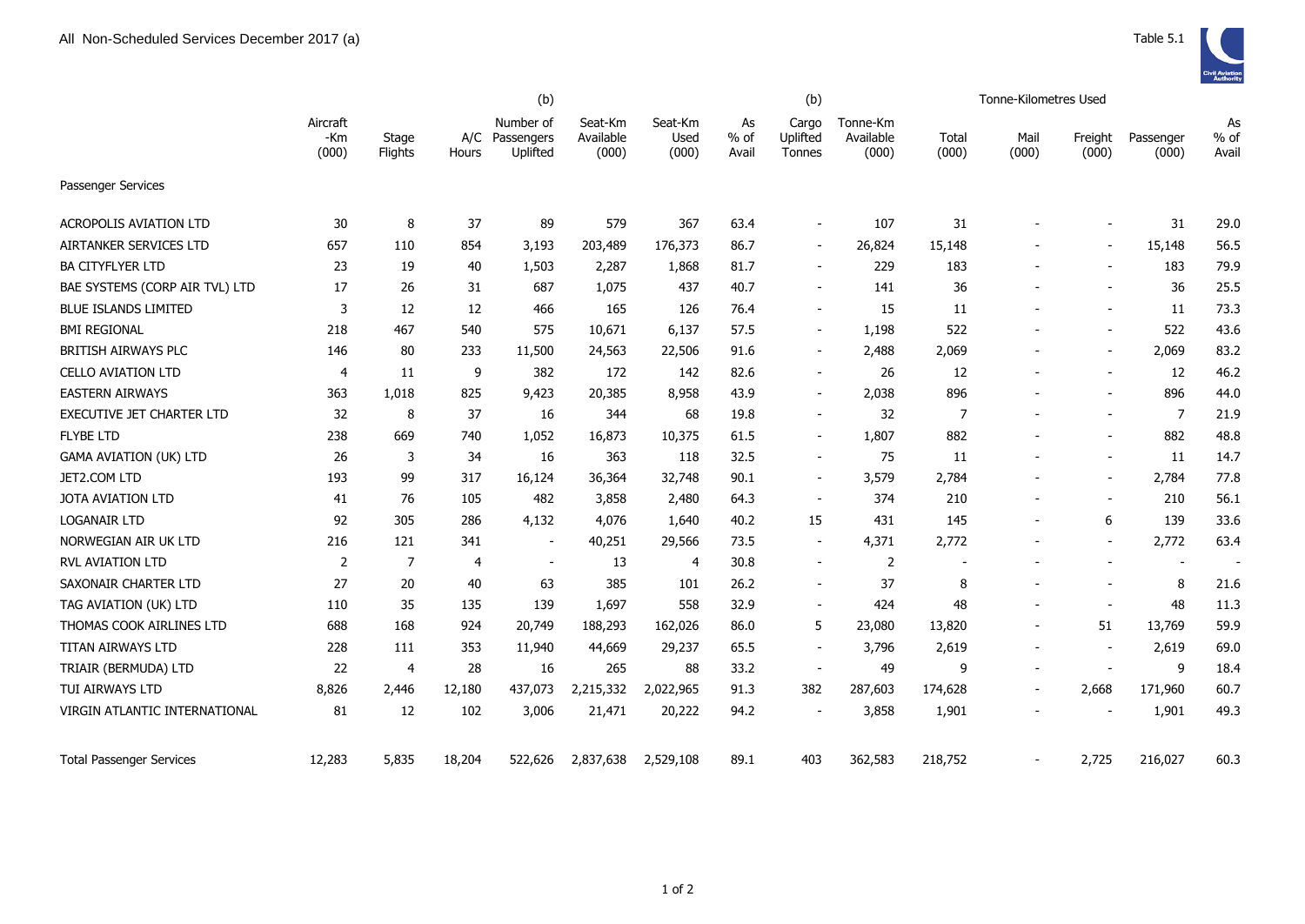All Non-Scheduled Services December 2017 (a)

Table 5.1

| | Aircraft -Km (000) | Stage Flights | A/C Hours | (b) Number of Passengers Uplifted | Seat-Km Available (000) | Seat-Km Used (000) | As % of Avail | (b) Cargo Uplifted Tonnes | Tonne-Km Available (000) | Tonne-Kilometres Used Total (000) | Mail (000) | Freight (000) | Passenger (000) | As % of Avail |
|---|---|---|---|---|---|---|---|---|---|---|---|---|---|---|
| Passenger Services | | | | | | | | | | | | | | |
| ACROPOLIS AVIATION LTD | 30 | 8 | 37 | 89 | 579 | 367 | 63.4 | - | 107 | 31 | - | - | 31 | 29.0 |
| AIRTANKER SERVICES LTD | 657 | 110 | 854 | 3,193 | 203,489 | 176,373 | 86.7 | - | 26,824 | 15,148 | - | - | 15,148 | 56.5 |
| BA CITYFLYER LTD | 23 | 19 | 40 | 1,503 | 2,287 | 1,868 | 81.7 | - | 229 | 183 | - | - | 183 | 79.9 |
| BAE SYSTEMS (CORP AIR TVL) LTD | 17 | 26 | 31 | 687 | 1,075 | 437 | 40.7 | - | 141 | 36 | - | - | 36 | 25.5 |
| BLUE ISLANDS LIMITED | 3 | 12 | 12 | 466 | 165 | 126 | 76.4 | - | 15 | 11 | - | - | 11 | 73.3 |
| BMI REGIONAL | 218 | 467 | 540 | 575 | 10,671 | 6,137 | 57.5 | - | 1,198 | 522 | - | - | 522 | 43.6 |
| BRITISH AIRWAYS PLC | 146 | 80 | 233 | 11,500 | 24,563 | 22,506 | 91.6 | - | 2,488 | 2,069 | - | - | 2,069 | 83.2 |
| CELLO AVIATION LTD | 4 | 11 | 9 | 382 | 172 | 142 | 82.6 | - | 26 | 12 | - | - | 12 | 46.2 |
| EASTERN AIRWAYS | 363 | 1,018 | 825 | 9,423 | 20,385 | 8,958 | 43.9 | - | 2,038 | 896 | - | - | 896 | 44.0 |
| EXECUTIVE JET CHARTER LTD | 32 | 8 | 37 | 16 | 344 | 68 | 19.8 | - | 32 | 7 | - | - | 7 | 21.9 |
| FLYBE LTD | 238 | 669 | 740 | 1,052 | 16,873 | 10,375 | 61.5 | - | 1,807 | 882 | - | - | 882 | 48.8 |
| GAMA AVIATION (UK) LTD | 26 | 3 | 34 | 16 | 363 | 118 | 32.5 | - | 75 | 11 | - | - | 11 | 14.7 |
| JET2.COM LTD | 193 | 99 | 317 | 16,124 | 36,364 | 32,748 | 90.1 | - | 3,579 | 2,784 | - | - | 2,784 | 77.8 |
| JOTA AVIATION LTD | 41 | 76 | 105 | 482 | 3,858 | 2,480 | 64.3 | - | 374 | 210 | - | - | 210 | 56.1 |
| LOGANAIR LTD | 92 | 305 | 286 | 4,132 | 4,076 | 1,640 | 40.2 | 15 | 431 | 145 | - | 6 | 139 | 33.6 |
| NORWEGIAN AIR UK LTD | 216 | 121 | 341 | - | 40,251 | 29,566 | 73.5 | - | 4,371 | 2,772 | - | - | 2,772 | 63.4 |
| RVL AVIATION LTD | 2 | 7 | 4 | - | 13 | 4 | 30.8 | - | 2 | - | - | - | - | - |
| SAXONAIR CHARTER LTD | 27 | 20 | 40 | 63 | 385 | 101 | 26.2 | - | 37 | 8 | - | - | 8 | 21.6 |
| TAG AVIATION (UK) LTD | 110 | 35 | 135 | 139 | 1,697 | 558 | 32.9 | - | 424 | 48 | - | - | 48 | 11.3 |
| THOMAS COOK AIRLINES LTD | 688 | 168 | 924 | 20,749 | 188,293 | 162,026 | 86.0 | 5 | 23,080 | 13,820 | - | 51 | 13,769 | 59.9 |
| TITAN AIRWAYS LTD | 228 | 111 | 353 | 11,940 | 44,669 | 29,237 | 65.5 | - | 3,796 | 2,619 | - | - | 2,619 | 69.0 |
| TRIAIR (BERMUDA) LTD | 22 | 4 | 28 | 16 | 265 | 88 | 33.2 | - | 49 | 9 | - | - | 9 | 18.4 |
| TUI AIRWAYS LTD | 8,826 | 2,446 | 12,180 | 437,073 | 2,215,332 | 2,022,965 | 91.3 | 382 | 287,603 | 174,628 | - | 2,668 | 171,960 | 60.7 |
| VIRGIN ATLANTIC INTERNATIONAL | 81 | 12 | 102 | 3,006 | 21,471 | 20,222 | 94.2 | - | 3,858 | 1,901 | - | - | 1,901 | 49.3 |
| Total Passenger Services | 12,283 | 5,835 | 18,204 | 522,626 | 2,837,638 | 2,529,108 | 89.1 | 403 | 362,583 | 218,752 | - | 2,725 | 216,027 | 60.3 |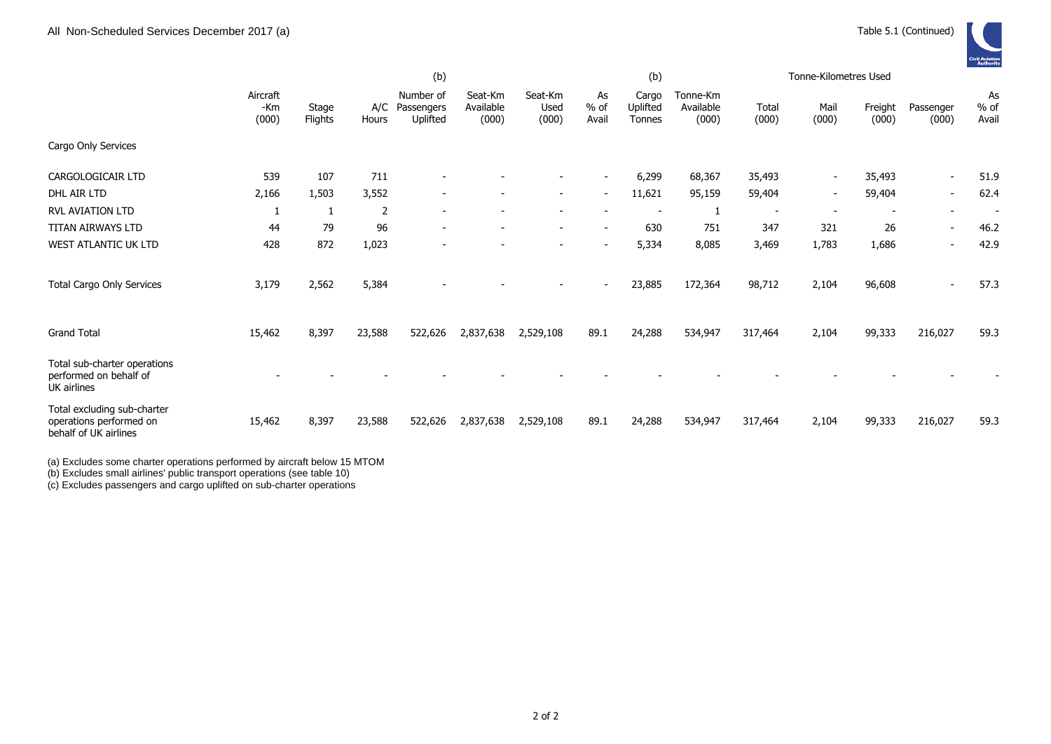All Non-Scheduled Services December 2017 (a)

Table 5.1 (Continued)

| | Aircraft -Km (000) | Stage Flights | A/C Hours | (b) Number of Passengers Uplifted | Seat-Km Available (000) | Seat-Km Used (000) | As % of Avail | (b) Cargo Uplifted Tonnes | Tonne-Km Available (000) | Tonne-Kilometres Used Total (000) | Mail (000) | Freight (000) | Passenger (000) | As % of Avail |
|---|---|---|---|---|---|---|---|---|---|---|---|---|---|---|
| Cargo Only Services | | | | | | | | | | | | | | |
| CARGOLOGICAIR LTD | 539 | 107 | 711 | - | - | - | - | 6,299 | 68,367 | 35,493 | - | 35,493 | - | 51.9 |
| DHL AIR LTD | 2,166 | 1,503 | 3,552 | - | - | - | - | 11,621 | 95,159 | 59,404 | - | 59,404 | - | 62.4 |
| RVL AVIATION LTD | 1 | 1 | 2 | - | - | - | - | - | 1 | - | - | - | - | - |
| TITAN AIRWAYS LTD | 44 | 79 | 96 | - | - | - | - | 630 | 751 | 347 | 321 | 26 | - | 46.2 |
| WEST ATLANTIC UK LTD | 428 | 872 | 1,023 | - | - | - | - | 5,334 | 8,085 | 3,469 | 1,783 | 1,686 | - | 42.9 |
| Total Cargo Only Services | 3,179 | 2,562 | 5,384 | - | - | - | - | 23,885 | 172,364 | 98,712 | 2,104 | 96,608 | - | 57.3 |
| Grand Total | 15,462 | 8,397 | 23,588 | 522,626 | 2,837,638 | 2,529,108 | 89.1 | 24,288 | 534,947 | 317,464 | 2,104 | 99,333 | 216,027 | 59.3 |
| Total sub-charter operations performed on behalf of UK airlines | - | - | - | - | - | - | - | - | - | - | - | - | - | - |
| Total excluding sub-charter operations performed on behalf of UK airlines | 15,462 | 8,397 | 23,588 | 522,626 | 2,837,638 | 2,529,108 | 89.1 | 24,288 | 534,947 | 317,464 | 2,104 | 99,333 | 216,027 | 59.3 |

(a) Excludes some charter operations performed by aircraft below 15 MTOM
(b) Excludes small airlines' public transport operations (see table 10)
(c) Excludes passengers and cargo uplifted on sub-charter operations